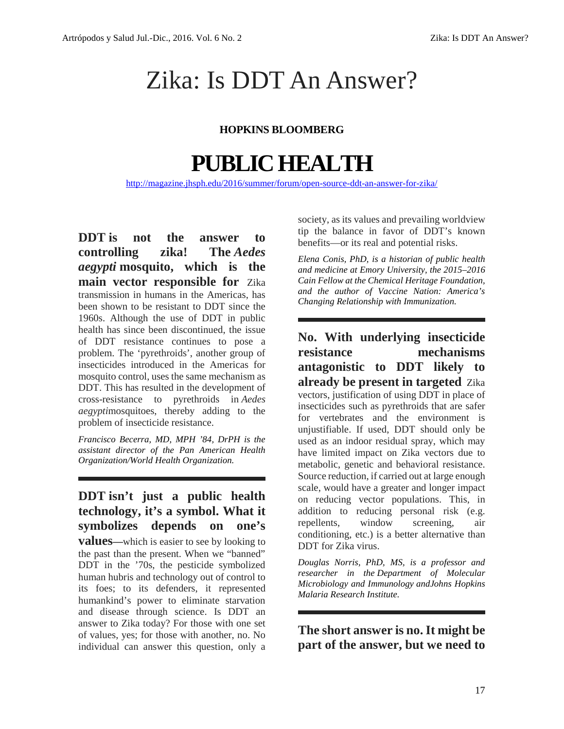// Zika: Is DDT An Answer?

**HOPKINS BLOOMBERG**

# PUBLIC HEALTH

http://magazine.jhsph.edu/2016/summer/forum/open-source-ddt-an-answer-for-zika/

**DDT is not the answer to controlling zika! The *Aedes aegypti* mosquito, which is the main vector responsible for** Zika transmission in humans in the Americas, has been shown to be resistant to DDT since the 1960s. Although the use of DDT in public health has since been discontinued, the issue of DDT resistance continues to pose a problem. The 'pyrethroids', another group of insecticides introduced in the Americas for mosquito control, uses the same mechanism as DDT. This has resulted in the development of cross-resistance to pyrethroids in *Aedes aegypti*mosquitoes, thereby adding to the problem of insecticide resistance.

*Francisco Becerra, MD, MPH '84, DrPH is the assistant director of the Pan American Health Organization/World Health Organization.*

---

**DDT isn't just a public health technology, it's a symbol. What it symbolizes depends on one's values—**which is easier to see by looking to the past than the present. When we "banned" DDT in the '70s, the pesticide symbolized human hubris and technology out of control to its foes; to its defenders, it represented humankind's power to eliminate starvation and disease through science. Is DDT an answer to Zika today? For those with one set of values, yes; for those with another, no. No individual can answer this question, only a society, as its values and prevailing worldview tip the balance in favor of DDT's known benefits—or its real and potential risks.

*Elena Conis, PhD, is a historian of public health and medicine at Emory University, the 2015–2016 Cain Fellow at the Chemical Heritage Foundation, and the author of Vaccine Nation: America's Changing Relationship with Immunization.*

---

**No. With underlying insecticide resistance mechanisms antagonistic to DDT likely to already be present in targeted** Zika vectors, justification of using DDT in place of insecticides such as pyrethroids that are safer for vertebrates and the environment is unjustifiable. If used, DDT should only be used as an indoor residual spray, which may have limited impact on Zika vectors due to metabolic, genetic and behavioral resistance. Source reduction, if carried out at large enough scale, would have a greater and longer impact on reducing vector populations. This, in addition to reducing personal risk (e.g. repellents, window screening, air conditioning, etc.) is a better alternative than DDT for Zika virus.

*Douglas Norris, PhD, MS, is a professor and researcher in the Department of Molecular Microbiology and Immunology andJohns Hopkins Malaria Research Institute.*

---

**The short answer is no. It might be part of the answer, but we need to**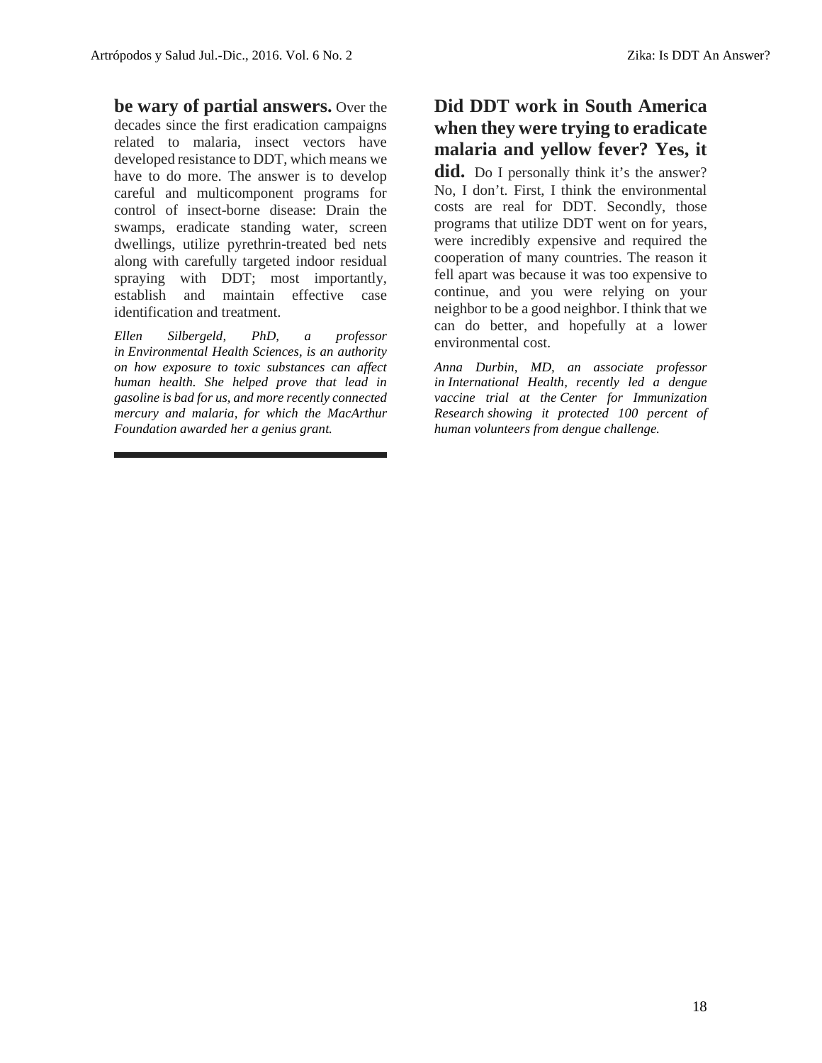**be wary of partial answers.** Over the decades since the first eradication campaigns related to malaria, insect vectors have developed resistance to DDT, which means we have to do more. The answer is to develop careful and multicomponent programs for control of insect-borne disease: Drain the swamps, eradicate standing water, screen dwellings, utilize pyrethrin-treated bed nets along with carefully targeted indoor residual spraying with DDT; most importantly, establish and maintain effective case identification and treatment.

*Ellen Silbergeld, PhD, a professor in Environmental Health Sciences, is an authority on how exposure to toxic substances can affect human health. She helped prove that lead in gasoline is bad for us, and more recently connected mercury and malaria, for which the MacArthur Foundation awarded her a genius grant.*

---

**Did DDT work in South America when they were trying to eradicate malaria and yellow fever? Yes, it did.** Do I personally think it's the answer? No, I don't. First, I think the environmental costs are real for DDT. Secondly, those programs that utilize DDT went on for years, were incredibly expensive and required the cooperation of many countries. The reason it fell apart was because it was too expensive to continue, and you were relying on your neighbor to be a good neighbor. I think that we can do better, and hopefully at a lower environmental cost.

*Anna Durbin, MD, an associate professor in International Health, recently led a dengue vaccine trial at the Center for Immunization Research showing it protected 100 percent of human volunteers from dengue challenge.*